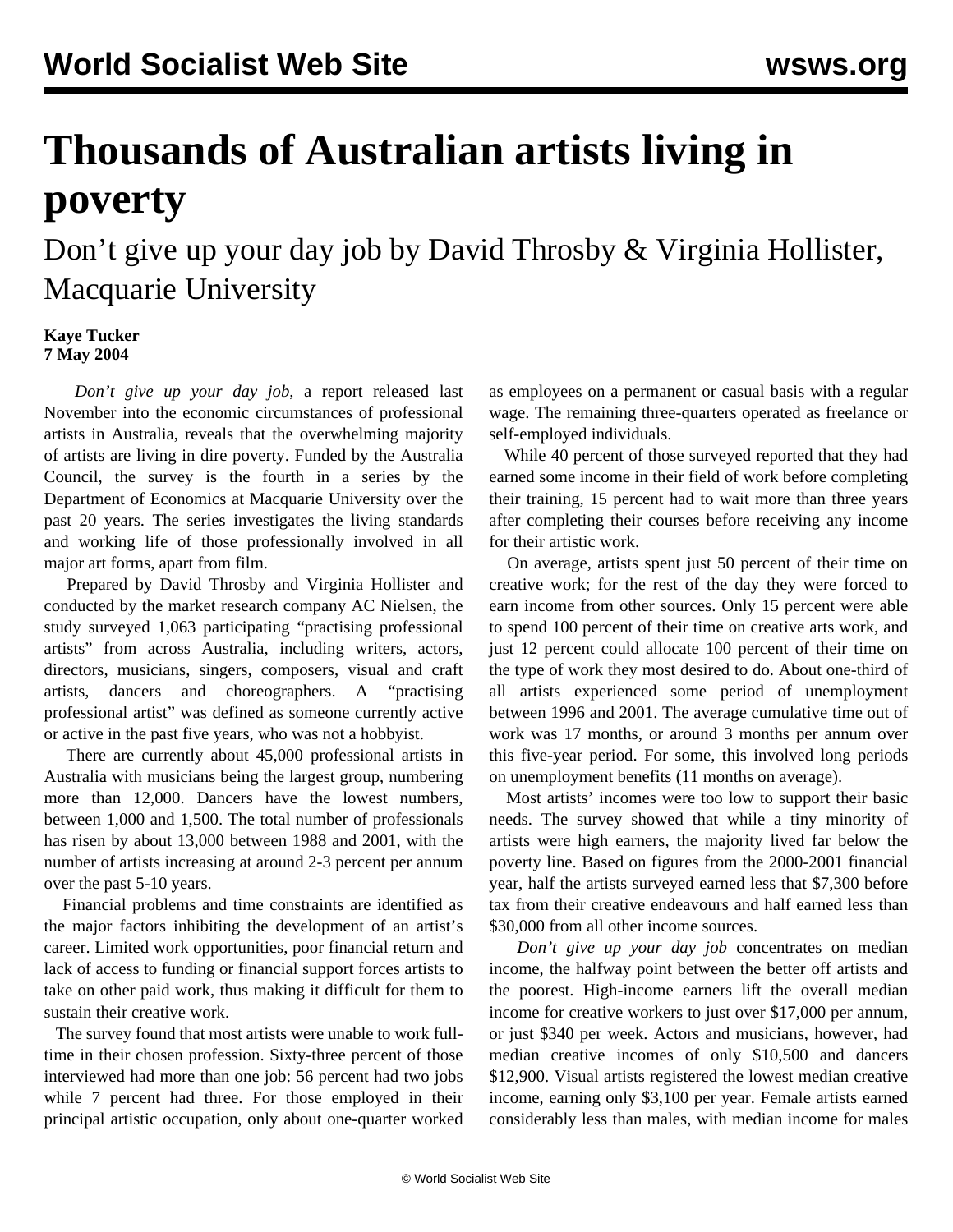# Thousands of Australian artists living in poverty

## Don't give up your day job by David Throsby & Virginia Hollister, Macquarie University

**Kaye Tucker**
**7 May 2004**

*Don't give up your day job*, a report released last November into the economic circumstances of professional artists in Australia, reveals that the overwhelming majority of artists are living in dire poverty. Funded by the Australia Council, the survey is the fourth in a series by the Department of Economics at Macquarie University over the past 20 years. The series investigates the living standards and working life of those professionally involved in all major art forms, apart from film.

Prepared by David Throsby and Virginia Hollister and conducted by the market research company AC Nielsen, the study surveyed 1,063 participating "practising professional artists" from across Australia, including writers, actors, directors, musicians, singers, composers, visual and craft artists, dancers and choreographers. A "practising professional artist" was defined as someone currently active or active in the past five years, who was not a hobbyist.

There are currently about 45,000 professional artists in Australia with musicians being the largest group, numbering more than 12,000. Dancers have the lowest numbers, between 1,000 and 1,500. The total number of professionals has risen by about 13,000 between 1988 and 2001, with the number of artists increasing at around 2-3 percent per annum over the past 5-10 years.

Financial problems and time constraints are identified as the major factors inhibiting the development of an artist's career. Limited work opportunities, poor financial return and lack of access to funding or financial support forces artists to take on other paid work, thus making it difficult for them to sustain their creative work.

The survey found that most artists were unable to work full-time in their chosen profession. Sixty-three percent of those interviewed had more than one job: 56 percent had two jobs while 7 percent had three. For those employed in their principal artistic occupation, only about one-quarter worked as employees on a permanent or casual basis with a regular wage. The remaining three-quarters operated as freelance or self-employed individuals.

While 40 percent of those surveyed reported that they had earned some income in their field of work before completing their training, 15 percent had to wait more than three years after completing their courses before receiving any income for their artistic work.

On average, artists spent just 50 percent of their time on creative work; for the rest of the day they were forced to earn income from other sources. Only 15 percent were able to spend 100 percent of their time on creative arts work, and just 12 percent could allocate 100 percent of their time on the type of work they most desired to do. About one-third of all artists experienced some period of unemployment between 1996 and 2001. The average cumulative time out of work was 17 months, or around 3 months per annum over this five-year period. For some, this involved long periods on unemployment benefits (11 months on average).

Most artists' incomes were too low to support their basic needs. The survey showed that while a tiny minority of artists were high earners, the majority lived far below the poverty line. Based on figures from the 2000-2001 financial year, half the artists surveyed earned less that $7,300 before tax from their creative endeavours and half earned less than $30,000 from all other income sources.

*Don't give up your day job* concentrates on median income, the halfway point between the better off artists and the poorest. High-income earners lift the overall median income for creative workers to just over $17,000 per annum, or just $340 per week. Actors and musicians, however, had median creative incomes of only $10,500 and dancers $12,900. Visual artists registered the lowest median creative income, earning only $3,100 per year. Female artists earned considerably less than males, with median income for males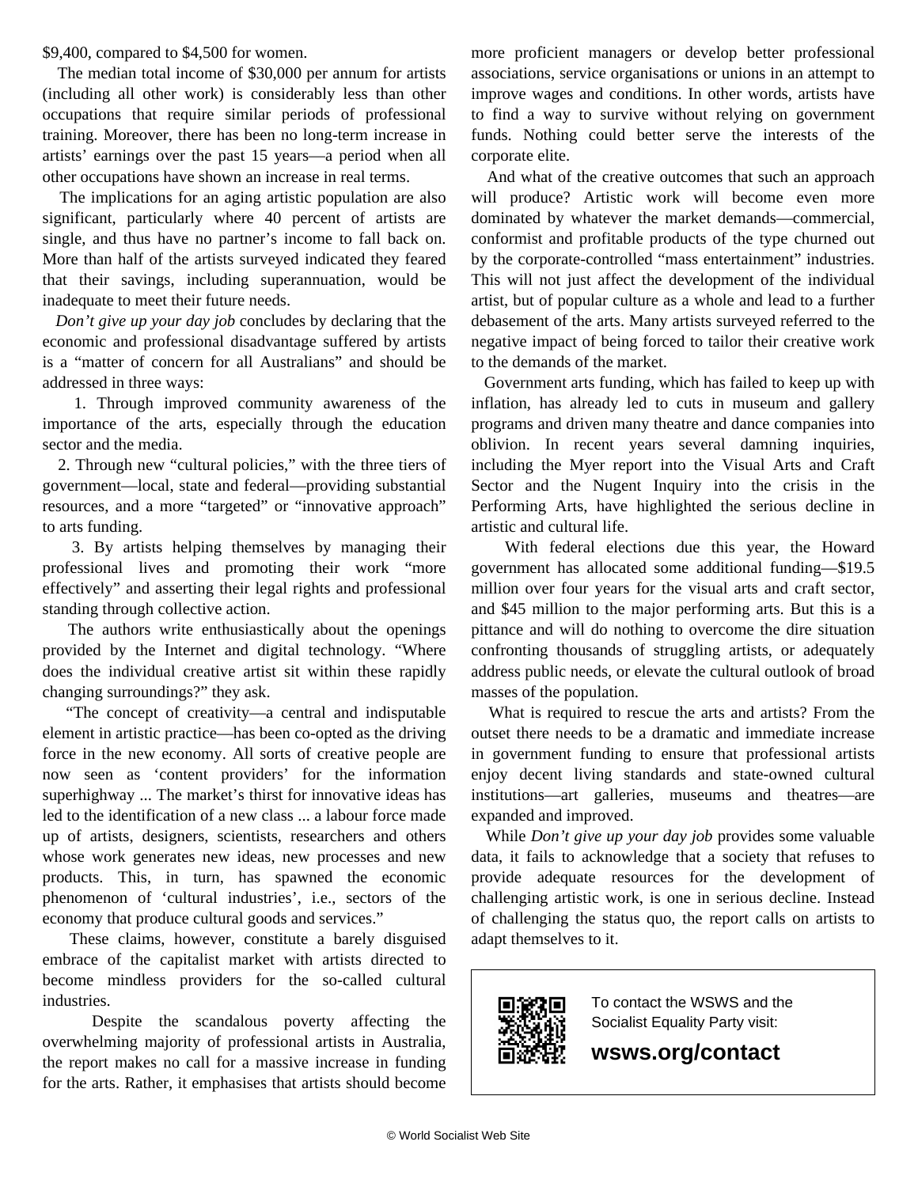$9,400, compared to $4,500 for women.

The median total income of $30,000 per annum for artists (including all other work) is considerably less than other occupations that require similar periods of professional training. Moreover, there has been no long-term increase in artists' earnings over the past 15 years—a period when all other occupations have shown an increase in real terms.

The implications for an aging artistic population are also significant, particularly where 40 percent of artists are single, and thus have no partner's income to fall back on. More than half of the artists surveyed indicated they feared that their savings, including superannuation, would be inadequate to meet their future needs.

*Don't give up your day job* concludes by declaring that the economic and professional disadvantage suffered by artists is a "matter of concern for all Australians" and should be addressed in three ways:

1. Through improved community awareness of the importance of the arts, especially through the education sector and the media.

2. Through new "cultural policies," with the three tiers of government—local, state and federal—providing substantial resources, and a more "targeted" or "innovative approach" to arts funding.

3. By artists helping themselves by managing their professional lives and promoting their work "more effectively" and asserting their legal rights and professional standing through collective action.

The authors write enthusiastically about the openings provided by the Internet and digital technology. "Where does the individual creative artist sit within these rapidly changing surroundings?" they ask.

"The concept of creativity—a central and indisputable element in artistic practice—has been co-opted as the driving force in the new economy. All sorts of creative people are now seen as 'content providers' for the information superhighway ... The market's thirst for innovative ideas has led to the identification of a new class ... a labour force made up of artists, designers, scientists, researchers and others whose work generates new ideas, new processes and new products. This, in turn, has spawned the economic phenomenon of 'cultural industries', i.e., sectors of the economy that produce cultural goods and services."

These claims, however, constitute a barely disguised embrace of the capitalist market with artists directed to become mindless providers for the so-called cultural industries.

Despite the scandalous poverty affecting the overwhelming majority of professional artists in Australia, the report makes no call for a massive increase in funding for the arts. Rather, it emphasises that artists should become more proficient managers or develop better professional associations, service organisations or unions in an attempt to improve wages and conditions. In other words, artists have to find a way to survive without relying on government funds. Nothing could better serve the interests of the corporate elite.

And what of the creative outcomes that such an approach will produce? Artistic work will become even more dominated by whatever the market demands—commercial, conformist and profitable products of the type churned out by the corporate-controlled "mass entertainment" industries. This will not just affect the development of the individual artist, but of popular culture as a whole and lead to a further debasement of the arts. Many artists surveyed referred to the negative impact of being forced to tailor their creative work to the demands of the market.

Government arts funding, which has failed to keep up with inflation, has already led to cuts in museum and gallery programs and driven many theatre and dance companies into oblivion. In recent years several damning inquiries, including the Myer report into the Visual Arts and Craft Sector and the Nugent Inquiry into the crisis in the Performing Arts, have highlighted the serious decline in artistic and cultural life.

With federal elections due this year, the Howard government has allocated some additional funding—$19.5 million over four years for the visual arts and craft sector, and $45 million to the major performing arts. But this is a pittance and will do nothing to overcome the dire situation confronting thousands of struggling artists, or adequately address public needs, or elevate the cultural outlook of broad masses of the population.

What is required to rescue the arts and artists? From the outset there needs to be a dramatic and immediate increase in government funding to ensure that professional artists enjoy decent living standards and state-owned cultural institutions—art galleries, museums and theatres—are expanded and improved.

While *Don't give up your day job* provides some valuable data, it fails to acknowledge that a society that refuses to provide adequate resources for the development of challenging artistic work, is one in serious decline. Instead of challenging the status quo, the report calls on artists to adapt themselves to it.

To contact the WSWS and the Socialist Equality Party visit:

**wsws.org/contact**